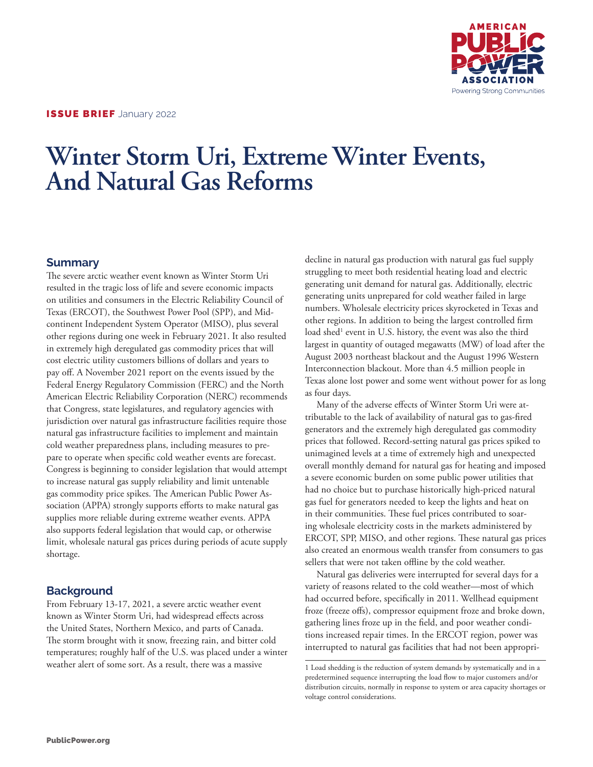**ISSUE BRIEF** January 2022

# Winter Storm Uri, Extreme Winter Events, And Natural Gas Reforms

## Summary

The severe arctic weather event known as Winter Storm Uri resulted in the tragic loss of life and severe economic impacts on utilities and consumers in the Electric Reliability Council of Texas (ERCOT), the Southwest Power Pool (SPP), and Mid-continent Independent System Operator (MISO), plus several other regions during one week in February 2021. It also resulted in extremely high deregulated gas commodity prices that will cost electric utility customers billions of dollars and years to pay off. A November 2021 report on the events issued by the Federal Energy Regulatory Commission (FERC) and the North American Electric Reliability Corporation (NERC) recommends that Congress, state legislatures, and regulatory agencies with jurisdiction over natural gas infrastructure facilities require those natural gas infrastructure facilities to implement and maintain cold weather preparedness plans, including measures to prepare to operate when specific cold weather events are forecast. Congress is beginning to consider legislation that would attempt to increase natural gas supply reliability and limit untenable gas commodity price spikes. The American Public Power Association (APPA) strongly supports efforts to make natural gas supplies more reliable during extreme weather events. APPA also supports federal legislation that would cap, or otherwise limit, wholesale natural gas prices during periods of acute supply shortage.

## Background

From February 13-17, 2021, a severe arctic weather event known as Winter Storm Uri, had widespread effects across the United States, Northern Mexico, and parts of Canada. The storm brought with it snow, freezing rain, and bitter cold temperatures; roughly half of the U.S. was placed under a winter weather alert of some sort. As a result, there was a massive decline in natural gas production with natural gas fuel supply struggling to meet both residential heating load and electric generating unit demand for natural gas. Additionally, electric generating units unprepared for cold weather failed in large numbers. Wholesale electricity prices skyrocketed in Texas and other regions. In addition to being the largest controlled firm load shed[1] event in U.S. history, the event was also the third largest in quantity of outaged megawatts (MW) of load after the August 2003 northeast blackout and the August 1996 Western Interconnection blackout. More than 4.5 million people in Texas alone lost power and some went without power for as long as four days.

Many of the adverse effects of Winter Storm Uri were attributable to the lack of availability of natural gas to gas-fired generators and the extremely high deregulated gas commodity prices that followed. Record-setting natural gas prices spiked to unimagined levels at a time of extremely high and unexpected overall monthly demand for natural gas for heating and imposed a severe economic burden on some public power utilities that had no choice but to purchase historically high-priced natural gas fuel for generators needed to keep the lights and heat on in their communities. These fuel prices contributed to soaring wholesale electricity costs in the markets administered by ERCOT, SPP, MISO, and other regions. These natural gas prices also created an enormous wealth transfer from consumers to gas sellers that were not taken offline by the cold weather.

Natural gas deliveries were interrupted for several days for a variety of reasons related to the cold weather—most of which had occurred before, specifically in 2011. Wellhead equipment froze (freeze offs), compressor equipment froze and broke down, gathering lines froze up in the field, and poor weather conditions increased repair times. In the ERCOT region, power was interrupted to natural gas facilities that had not been appropri-

[1] Load shedding is the reduction of system demands by systematically and in a predetermined sequence interrupting the load flow to major customers and/or distribution circuits, normally in response to system or area capacity shortages or voltage control considerations.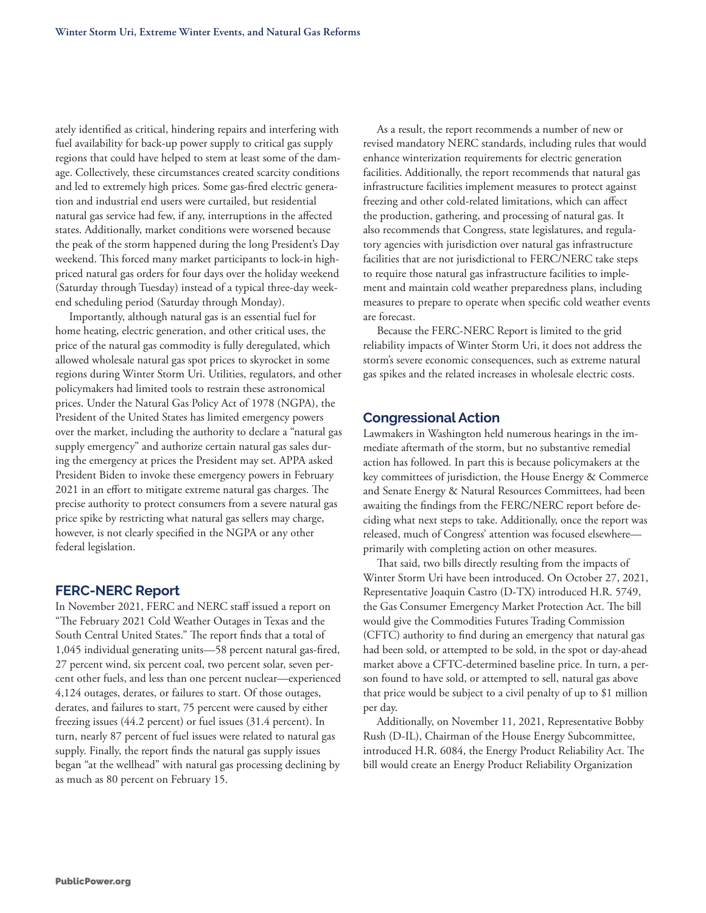ately identified as critical, hindering repairs and interfering with fuel availability for back-up power supply to critical gas supply regions that could have helped to stem at least some of the damage. Collectively, these circumstances created scarcity conditions and led to extremely high prices. Some gas-fired electric generation and industrial end users were curtailed, but residential natural gas service had few, if any, interruptions in the affected states. Additionally, market conditions were worsened because the peak of the storm happened during the long President's Day weekend. This forced many market participants to lock-in high-priced natural gas orders for four days over the holiday weekend (Saturday through Tuesday) instead of a typical three-day weekend scheduling period (Saturday through Monday).

Importantly, although natural gas is an essential fuel for home heating, electric generation, and other critical uses, the price of the natural gas commodity is fully deregulated, which allowed wholesale natural gas spot prices to skyrocket in some regions during Winter Storm Uri. Utilities, regulators, and other policymakers had limited tools to restrain these astronomical prices. Under the Natural Gas Policy Act of 1978 (NGPA), the President of the United States has limited emergency powers over the market, including the authority to declare a "natural gas supply emergency" and authorize certain natural gas sales during the emergency at prices the President may set. APPA asked President Biden to invoke these emergency powers in February 2021 in an effort to mitigate extreme natural gas charges. The precise authority to protect consumers from a severe natural gas price spike by restricting what natural gas sellers may charge, however, is not clearly specified in the NGPA or any other federal legislation.

## FERC-NERC Report

In November 2021, FERC and NERC staff issued a report on "The February 2021 Cold Weather Outages in Texas and the South Central United States." The report finds that a total of 1,045 individual generating units—58 percent natural gas-fired, 27 percent wind, six percent coal, two percent solar, seven percent other fuels, and less than one percent nuclear—experienced 4,124 outages, derates, or failures to start. Of those outages, derates, and failures to start, 75 percent were caused by either freezing issues (44.2 percent) or fuel issues (31.4 percent). In turn, nearly 87 percent of fuel issues were related to natural gas supply. Finally, the report finds the natural gas supply issues began "at the wellhead" with natural gas processing declining by as much as 80 percent on February 15.

As a result, the report recommends a number of new or revised mandatory NERC standards, including rules that would enhance winterization requirements for electric generation facilities. Additionally, the report recommends that natural gas infrastructure facilities implement measures to protect against freezing and other cold-related limitations, which can affect the production, gathering, and processing of natural gas. It also recommends that Congress, state legislatures, and regulatory agencies with jurisdiction over natural gas infrastructure facilities that are not jurisdictional to FERC/NERC take steps to require those natural gas infrastructure facilities to implement and maintain cold weather preparedness plans, including measures to prepare to operate when specific cold weather events are forecast.

Because the FERC-NERC Report is limited to the grid reliability impacts of Winter Storm Uri, it does not address the storm's severe economic consequences, such as extreme natural gas spikes and the related increases in wholesale electric costs.

## Congressional Action

Lawmakers in Washington held numerous hearings in the immediate aftermath of the storm, but no substantive remedial action has followed. In part this is because policymakers at the key committees of jurisdiction, the House Energy & Commerce and Senate Energy & Natural Resources Committees, had been awaiting the findings from the FERC/NERC report before deciding what next steps to take. Additionally, once the report was released, much of Congress' attention was focused elsewhere—primarily with completing action on other measures.

That said, two bills directly resulting from the impacts of Winter Storm Uri have been introduced. On October 27, 2021, Representative Joaquin Castro (D-TX) introduced H.R. 5749, the Gas Consumer Emergency Market Protection Act. The bill would give the Commodities Futures Trading Commission (CFTC) authority to find during an emergency that natural gas had been sold, or attempted to be sold, in the spot or day-ahead market above a CFTC-determined baseline price. In turn, a person found to have sold, or attempted to sell, natural gas above that price would be subject to a civil penalty of up to $1 million per day.

Additionally, on November 11, 2021, Representative Bobby Rush (D-IL), Chairman of the House Energy Subcommittee, introduced H.R. 6084, the Energy Product Reliability Act. The bill would create an Energy Product Reliability Organization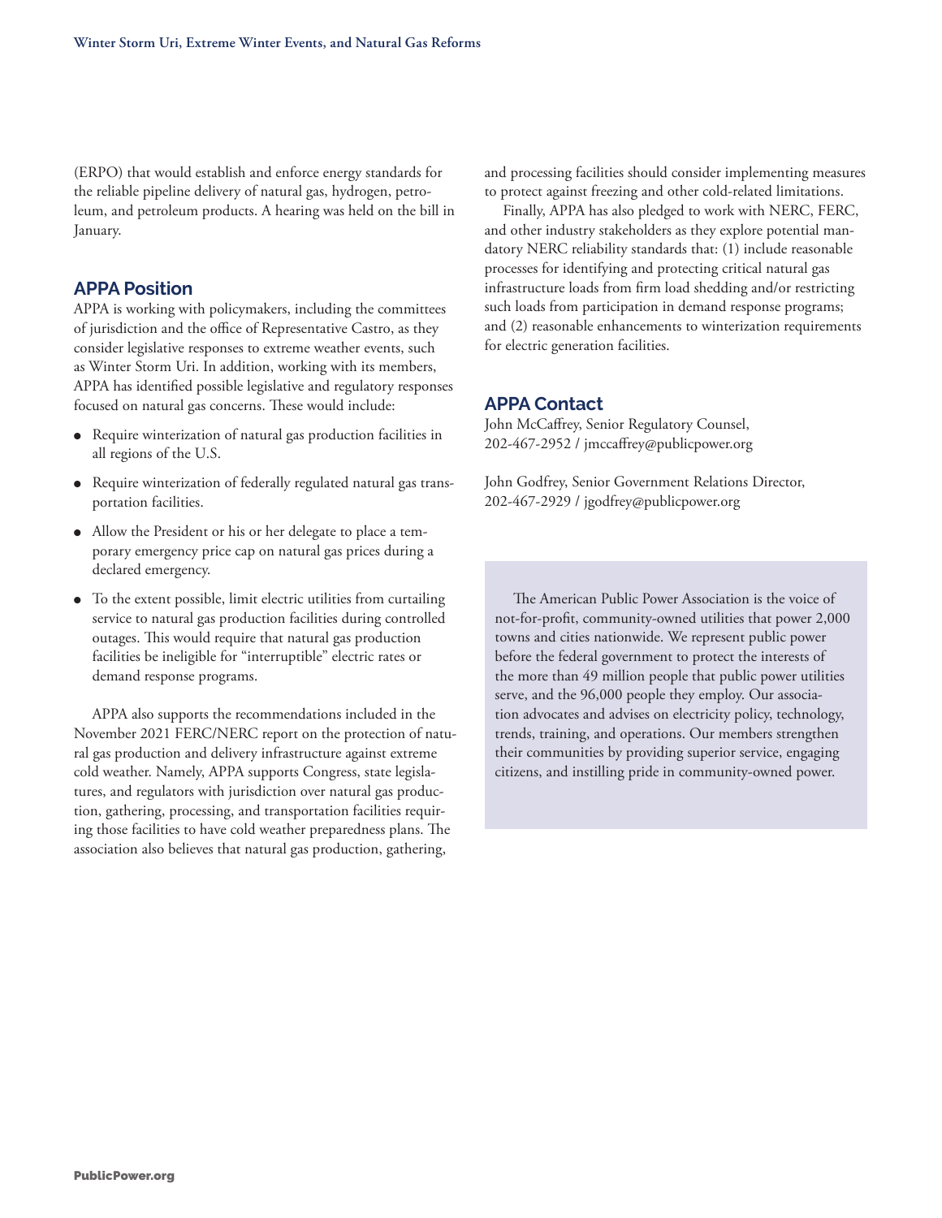(ERPO) that would establish and enforce energy standards for the reliable pipeline delivery of natural gas, hydrogen, petroleum, and petroleum products. A hearing was held on the bill in January.

## APPA Position

APPA is working with policymakers, including the committees of jurisdiction and the office of Representative Castro, as they consider legislative responses to extreme weather events, such as Winter Storm Uri. In addition, working with its members, APPA has identified possible legislative and regulatory responses focused on natural gas concerns. These would include:

- Require winterization of natural gas production facilities in all regions of the U.S.
- Require winterization of federally regulated natural gas transportation facilities.
- Allow the President or his or her delegate to place a temporary emergency price cap on natural gas prices during a declared emergency.
- To the extent possible, limit electric utilities from curtailing service to natural gas production facilities during controlled outages. This would require that natural gas production facilities be ineligible for "interruptible" electric rates or demand response programs.

APPA also supports the recommendations included in the November 2021 FERC/NERC report on the protection of natural gas production and delivery infrastructure against extreme cold weather. Namely, APPA supports Congress, state legislatures, and regulators with jurisdiction over natural gas production, gathering, processing, and transportation facilities requiring those facilities to have cold weather preparedness plans. The association also believes that natural gas production, gathering, and processing facilities should consider implementing measures to protect against freezing and other cold-related limitations.

Finally, APPA has also pledged to work with NERC, FERC, and other industry stakeholders as they explore potential mandatory NERC reliability standards that: (1) include reasonable processes for identifying and protecting critical natural gas infrastructure loads from firm load shedding and/or restricting such loads from participation in demand response programs; and (2) reasonable enhancements to winterization requirements for electric generation facilities.

## APPA Contact

John McCaffrey, Senior Regulatory Counsel,
202-467-2952 / jmccaffrey@publicpower.org

John Godfrey, Senior Government Relations Director,
202-467-2929 / jgodfrey@publicpower.org

The American Public Power Association is the voice of not-for-profit, community-owned utilities that power 2,000 towns and cities nationwide. We represent public power before the federal government to protect the interests of the more than 49 million people that public power utilities serve, and the 96,000 people they employ. Our association advocates and advises on electricity policy, technology, trends, training, and operations. Our members strengthen their communities by providing superior service, engaging citizens, and instilling pride in community-owned power.